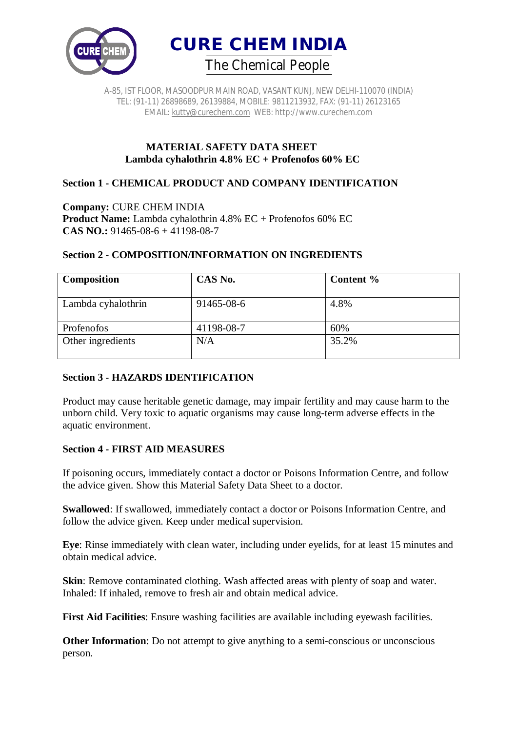# CURE CHEM INDIA

The Chemical People

A-85, IST FLOOR, MASOODPUR MAIN ROAD, VASANT KUNJ, NEW DELHI-110070 (INDIA)
TEL: (91-11) 26898689, 26139884, MOBILE: 9811213932, FAX: (91-11) 26123165
EMAIL: kutty@curechem.com WEB: http://www.curechem.com

## MATERIAL SAFETY DATA SHEET
## Lambda cyhalothrin 4.8% EC + Profenofos 60% EC

### Section 1 - CHEMICAL PRODUCT AND COMPANY IDENTIFICATION

**Company:** CURE CHEM INDIA
**Product Name:** Lambda cyhalothrin 4.8% EC + Profenofos 60% EC
**CAS NO.:** 91465-08-6 + 41198-08-7

### Section 2 - COMPOSITION/INFORMATION ON INGREDIENTS

| Composition | CAS No. | Content % |
|---|---|---|
| Lambda cyhalothrin | 91465-08-6 | 4.8% |
| Profenofos | 41198-08-7 | 60% |
| Other ingredients | N/A | 35.2% |

### Section 3 - HAZARDS IDENTIFICATION

Product may cause heritable genetic damage, may impair fertility and may cause harm to the unborn child. Very toxic to aquatic organisms may cause long-term adverse effects in the aquatic environment.

### Section 4 - FIRST AID MEASURES

If poisoning occurs, immediately contact a doctor or Poisons Information Centre, and follow the advice given. Show this Material Safety Data Sheet to a doctor.

**Swallowed**: If swallowed, immediately contact a doctor or Poisons Information Centre, and follow the advice given. Keep under medical supervision.

**Eye**: Rinse immediately with clean water, including under eyelids, for at least 15 minutes and obtain medical advice.

**Skin**: Remove contaminated clothing. Wash affected areas with plenty of soap and water. Inhaled: If inhaled, remove to fresh air and obtain medical advice.

**First Aid Facilities**: Ensure washing facilities are available including eyewash facilities.

**Other Information**: Do not attempt to give anything to a semi-conscious or unconscious person.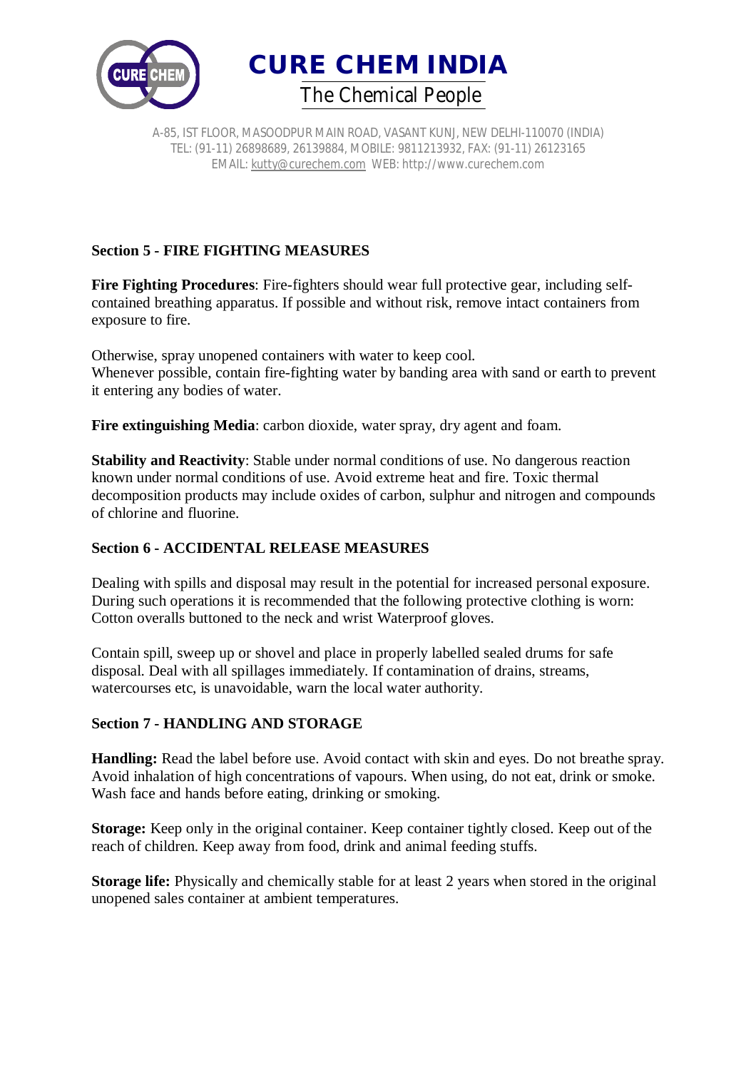## Section 5 - FIRE FIGHTING MEASURES

**Fire Fighting Procedures**: Fire-fighters should wear full protective gear, including self-contained breathing apparatus. If possible and without risk, remove intact containers from exposure to fire.

Otherwise, spray unopened containers with water to keep cool.
Whenever possible, contain fire-fighting water by banding area with sand or earth to prevent it entering any bodies of water.

**Fire extinguishing Media**: carbon dioxide, water spray, dry agent and foam.

**Stability and Reactivity**: Stable under normal conditions of use. No dangerous reaction known under normal conditions of use. Avoid extreme heat and fire. Toxic thermal decomposition products may include oxides of carbon, sulphur and nitrogen and compounds of chlorine and fluorine.

## Section 6 - ACCIDENTAL RELEASE MEASURES

Dealing with spills and disposal may result in the potential for increased personal exposure. During such operations it is recommended that the following protective clothing is worn: Cotton overalls buttoned to the neck and wrist Waterproof gloves.

Contain spill, sweep up or shovel and place in properly labelled sealed drums for safe disposal. Deal with all spillages immediately. If contamination of drains, streams, watercourses etc, is unavoidable, warn the local water authority.

## Section 7 - HANDLING AND STORAGE

**Handling:** Read the label before use. Avoid contact with skin and eyes. Do not breathe spray. Avoid inhalation of high concentrations of vapours. When using, do not eat, drink or smoke. Wash face and hands before eating, drinking or smoking.

**Storage:** Keep only in the original container. Keep container tightly closed. Keep out of the reach of children. Keep away from food, drink and animal feeding stuffs.

**Storage life:** Physically and chemically stable for at least 2 years when stored in the original unopened sales container at ambient temperatures.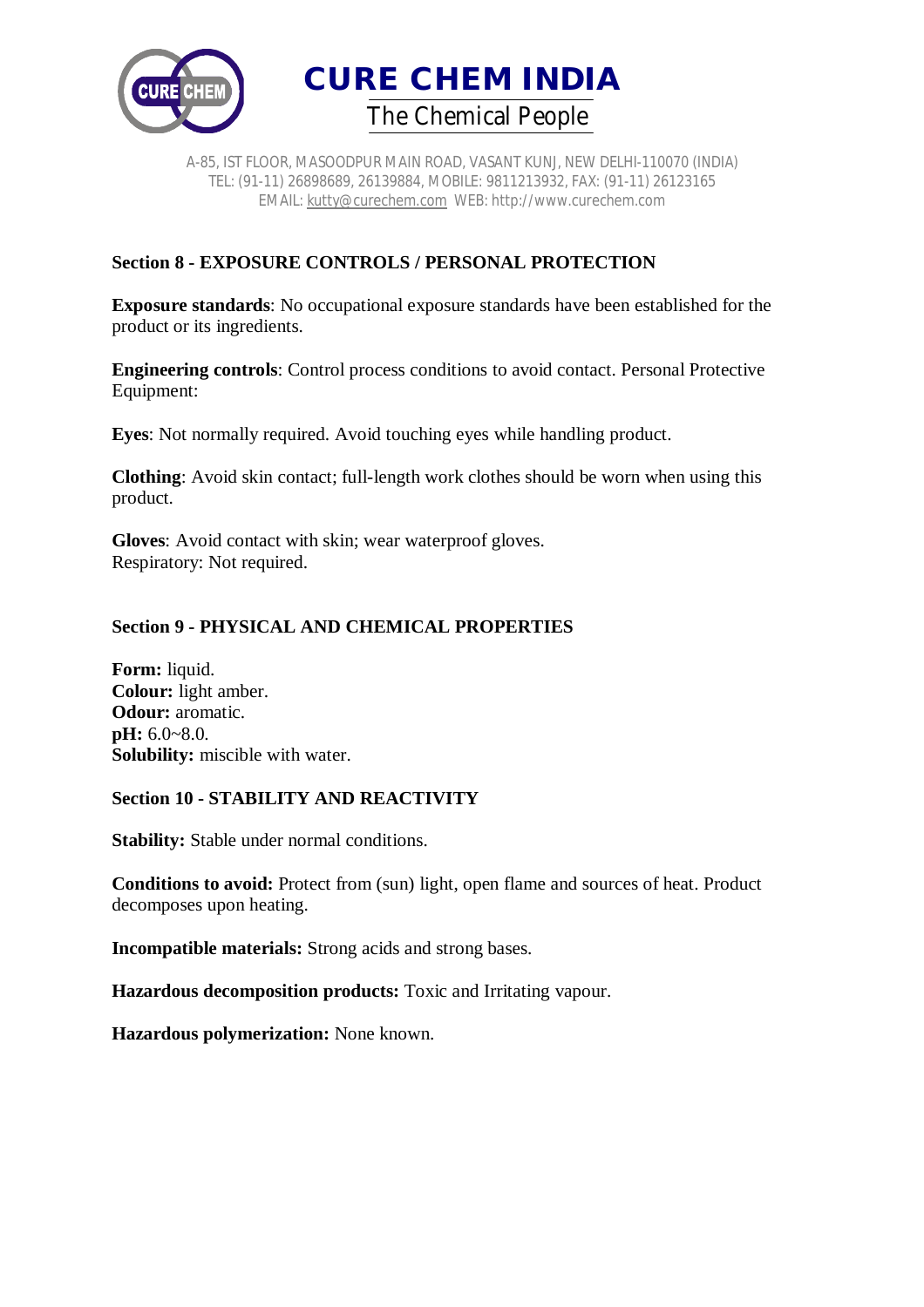## Section 8 - EXPOSURE CONTROLS / PERSONAL PROTECTION

**Exposure standards**: No occupational exposure standards have been established for the product or its ingredients.

**Engineering controls**: Control process conditions to avoid contact. Personal Protective Equipment:

**Eyes**: Not normally required. Avoid touching eyes while handling product.

**Clothing**: Avoid skin contact; full-length work clothes should be worn when using this product.

**Gloves**: Avoid contact with skin; wear waterproof gloves.
Respiratory: Not required.

## Section 9 - PHYSICAL AND CHEMICAL PROPERTIES

**Form:** liquid.
**Colour:** light amber.
**Odour:** aromatic.
**pH:** 6.0~8.0.
**Solubility:** miscible with water.

## Section 10 - STABILITY AND REACTIVITY

**Stability:** Stable under normal conditions.

**Conditions to avoid:** Protect from (sun) light, open flame and sources of heat. Product decomposes upon heating.

**Incompatible materials:** Strong acids and strong bases.

**Hazardous decomposition products:** Toxic and Irritating vapour.

**Hazardous polymerization:** None known.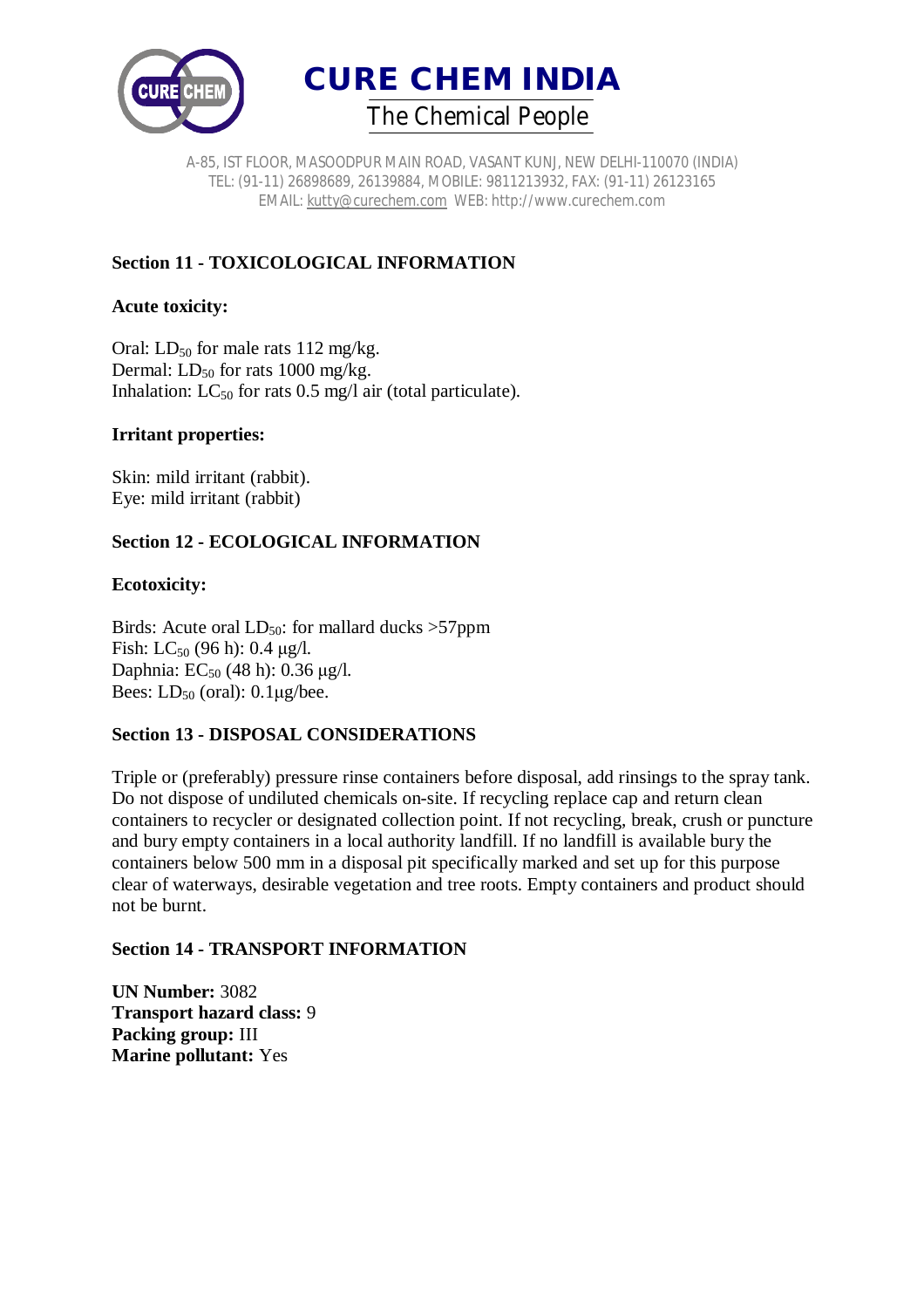## Section 11 - TOXICOLOGICAL INFORMATION

**Acute toxicity:**

Oral: $LD_{50}$ for male rats 112 mg/kg.
Dermal: $LD_{50}$ for rats 1000 mg/kg.
Inhalation: $LC_{50}$ for rats 0.5 mg/l air (total particulate).

**Irritant properties:**

Skin: mild irritant (rabbit).
Eye: mild irritant (rabbit)

## Section 12 - ECOLOGICAL INFORMATION

**Ecotoxicity:**

Birds: Acute oral $LD_{50}$: for mallard ducks >57ppm
Fish: $LC_{50}$ (96 h): 0.4 µg/l.
Daphnia: $EC_{50}$ (48 h): 0.36 µg/l.
Bees: $LD_{50}$ (oral): 0.1µg/bee.

## Section 13 - DISPOSAL CONSIDERATIONS

Triple or (preferably) pressure rinse containers before disposal, add rinsings to the spray tank. Do not dispose of undiluted chemicals on-site. If recycling replace cap and return clean containers to recycler or designated collection point. If not recycling, break, crush or puncture and bury empty containers in a local authority landfill. If no landfill is available bury the containers below 500 mm in a disposal pit specifically marked and set up for this purpose clear of waterways, desirable vegetation and tree roots. Empty containers and product should not be burnt.

## Section 14 - TRANSPORT INFORMATION

**UN Number:** 3082
**Transport hazard class:** 9
**Packing group:** III
**Marine pollutant:** Yes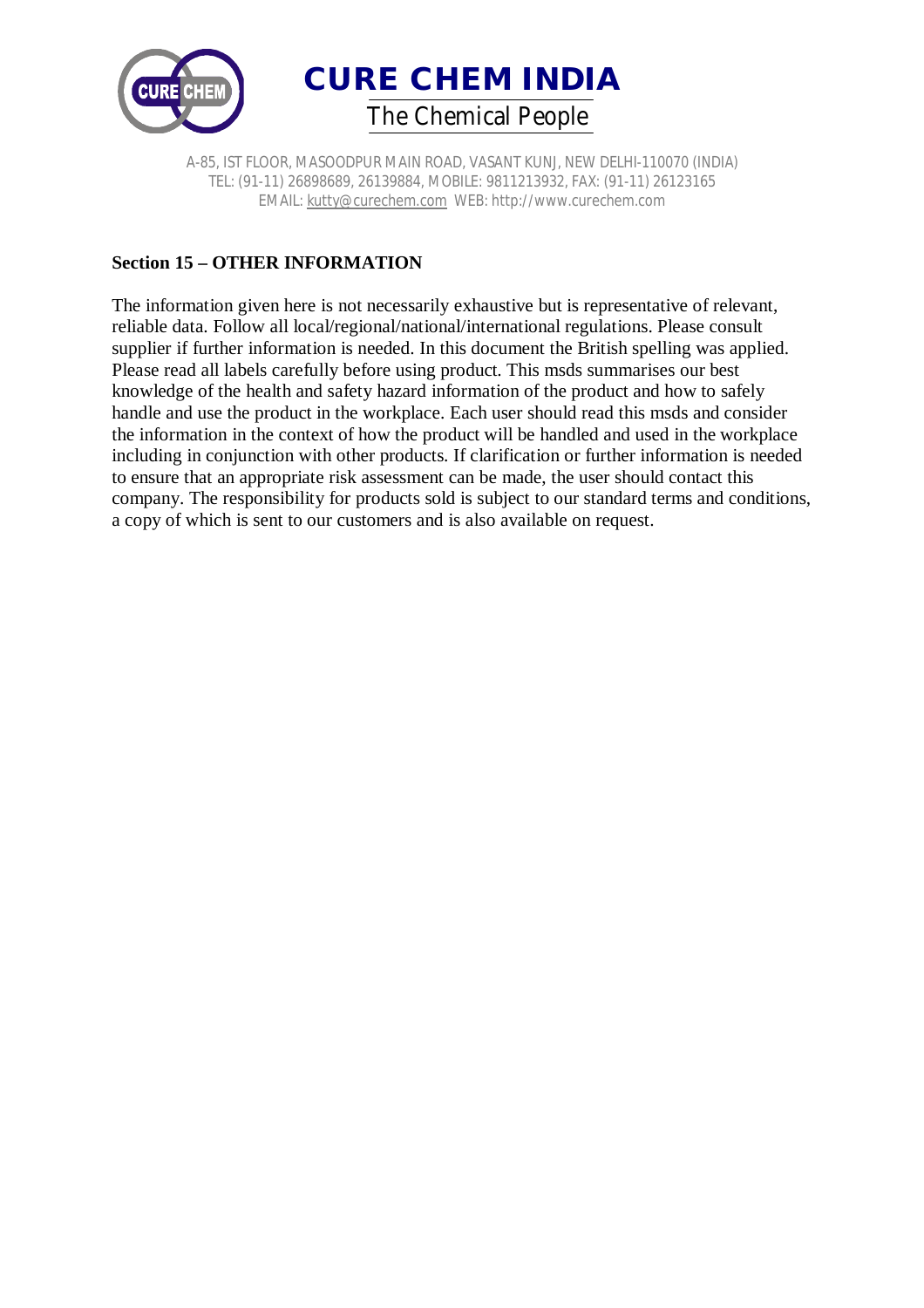## Section 15 – OTHER INFORMATION

The information given here is not necessarily exhaustive but is representative of relevant, reliable data. Follow all local/regional/national/international regulations. Please consult supplier if further information is needed. In this document the British spelling was applied. Please read all labels carefully before using product. This msds summarises our best knowledge of the health and safety hazard information of the product and how to safely handle and use the product in the workplace. Each user should read this msds and consider the information in the context of how the product will be handled and used in the workplace including in conjunction with other products. If clarification or further information is needed to ensure that an appropriate risk assessment can be made, the user should contact this company. The responsibility for products sold is subject to our standard terms and conditions, a copy of which is sent to our customers and is also available on request.